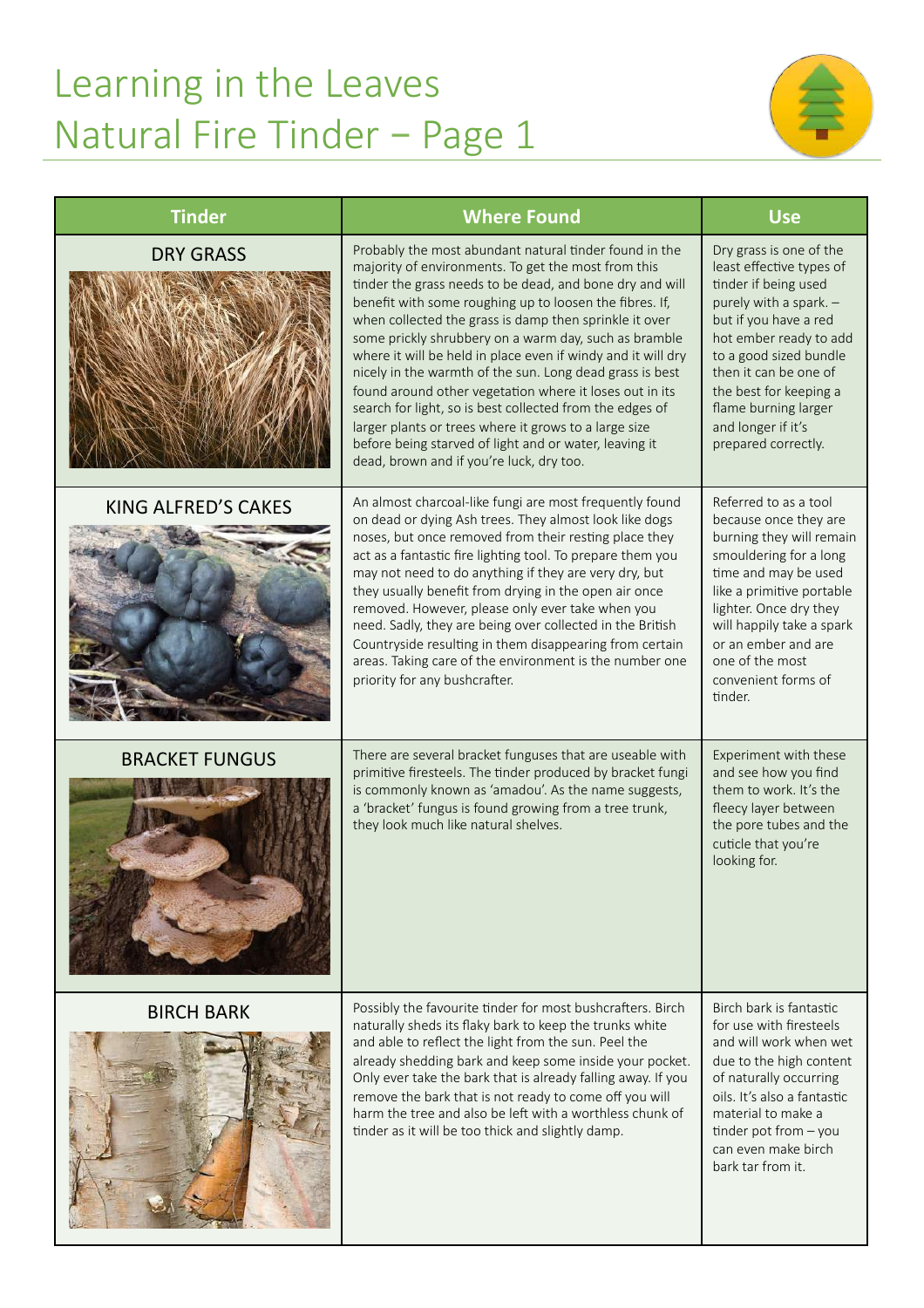# Learning in the Leaves
# Natural Fire Tinder – Page 1

| Tinder | Where Found | Use |
| --- | --- | --- |
| DRY GRASS | Probably the most abundant natural tinder found in the majority of environments. To get the most from this tinder the grass needs to be dead, and bone dry and will benefit with some roughing up to loosen the fibres. If, when collected the grass is damp then sprinkle it over some prickly shrubbery on a warm day, such as bramble where it will be held in place even if windy and it will dry nicely in the warmth of the sun. Long dead grass is best found around other vegetation where it loses out in its search for light, so is best collected from the edges of larger plants or trees where it grows to a large size before being starved of light and or water, leaving it dead, brown and if you're luck, dry too. | Dry grass is one of the least effective types of tinder if being used purely with a spark. – but if you have a red hot ember ready to add to a good sized bundle then it can be one of the best for keeping a flame burning larger and longer if it's prepared correctly. |
| KING ALFRED'S CAKES | An almost charcoal-like fungi are most frequently found on dead or dying Ash trees. They almost look like dogs noses, but once removed from their resting place they act as a fantastic fire lighting tool. To prepare them you may not need to do anything if they are very dry, but they usually benefit from drying in the open air once removed. However, please only ever take when you need. Sadly, they are being over collected in the British Countryside resulting in them disappearing from certain areas. Taking care of the environment is the number one priority for any bushcrafter. | Referred to as a tool because once they are burning they will remain smouldering for a long time and may be used like a primitive portable lighter. Once dry they will happily take a spark or an ember and are one of the most convenient forms of tinder. |
| BRACKET FUNGUS | There are several bracket funguses that are useable with primitive firesteels. The tinder produced by bracket fungi is commonly known as 'amadou'. As the name suggests, a 'bracket' fungus is found growing from a tree trunk, they look much like natural shelves. | Experiment with these and see how you find them to work. It's the fleecy layer between the pore tubes and the cuticle that you're looking for. |
| BIRCH BARK | Possibly the favourite tinder for most bushcrafters. Birch naturally sheds its flaky bark to keep the trunks white and able to reflect the light from the sun. Peel the already shedding bark and keep some inside your pocket. Only ever take the bark that is already falling away. If you remove the bark that is not ready to come off you will harm the tree and also be left with a worthless chunk of tinder as it will be too thick and slightly damp. | Birch bark is fantastic for use with firesteels and will work when wet due to the high content of naturally occurring oils. It's also a fantastic material to make a tinder pot from – you can even make birch bark tar from it. |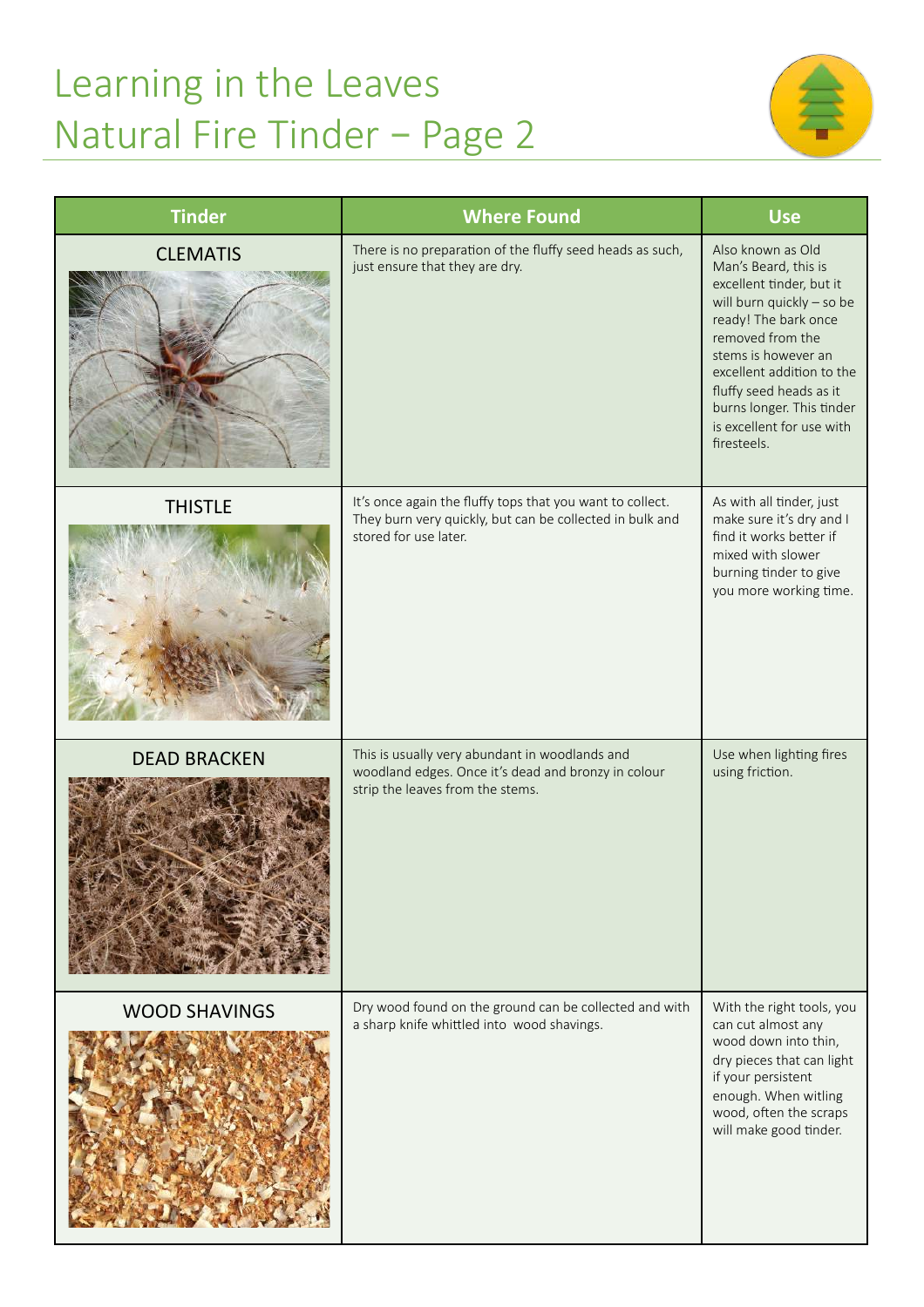# Learning in the Leaves
# Natural Fire Tinder – Page 2

| Tinder | Where Found | Use |
|---|---|---|
| CLEMATIS | There is no preparation of the fluffy seed heads as such, just ensure that they are dry. | Also known as Old Man's Beard, this is excellent tinder, but it will burn quickly – so be ready! The bark once removed from the stems is however an excellent addition to the fluffy seed heads as it burns longer. This tinder is excellent for use with firesteels. |
| THISTLE | It's once again the fluffy tops that you want to collect. They burn very quickly, but can be collected in bulk and stored for use later. | As with all tinder, just make sure it's dry and I find it works better if mixed with slower burning tinder to give you more working time. |
| DEAD BRACKEN | This is usually very abundant in woodlands and woodland edges. Once it's dead and bronzy in colour strip the leaves from the stems. | Use when lighting fires using friction. |
| WOOD SHAVINGS | Dry wood found on the ground can be collected and with a sharp knife whittled into wood shavings. | With the right tools, you can cut almost any wood down into thin, dry pieces that can light if your persistent enough. When witling wood, often the scraps will make good tinder. |